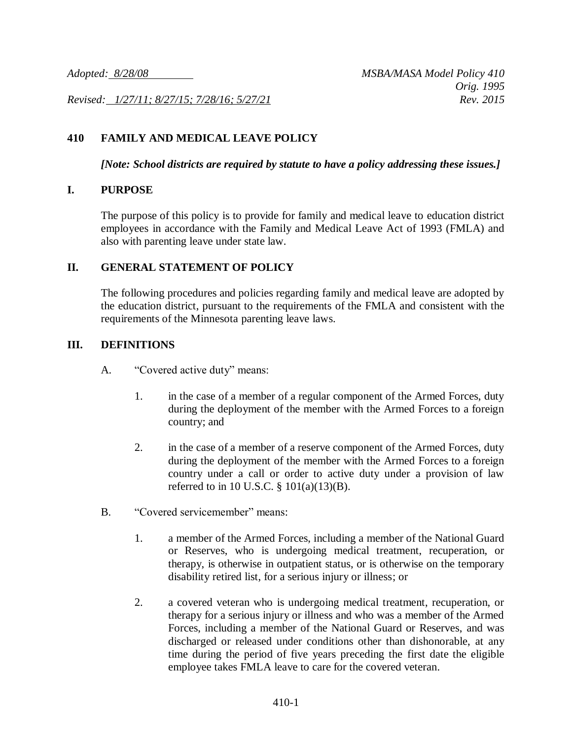*Adopted: 8/28/08* *MSBA/MASA Model Policy 410*
*Orig. 1995*
*Revised: 1/27/11; 8/27/15; 7/28/16; 5/27/21* *Rev. 2015*

# 410 FAMILY AND MEDICAL LEAVE POLICY

***[Note: School districts are required by statute to have a policy addressing these issues.]***

## I. PURPOSE

The purpose of this policy is to provide for family and medical leave to education district employees in accordance with the Family and Medical Leave Act of 1993 (FMLA) and also with parenting leave under state law.

## II. GENERAL STATEMENT OF POLICY

The following procedures and policies regarding family and medical leave are adopted by the education district, pursuant to the requirements of the FMLA and consistent with the requirements of the Minnesota parenting leave laws.

## III. DEFINITIONS

A. "Covered active duty" means:

1. in the case of a member of a regular component of the Armed Forces, duty during the deployment of the member with the Armed Forces to a foreign country; and

2. in the case of a member of a reserve component of the Armed Forces, duty during the deployment of the member with the Armed Forces to a foreign country under a call or order to active duty under a provision of law referred to in 10 U.S.C. § 101(a)(13)(B).

B. "Covered servicemember" means:

1. a member of the Armed Forces, including a member of the National Guard or Reserves, who is undergoing medical treatment, recuperation, or therapy, is otherwise in outpatient status, or is otherwise on the temporary disability retired list, for a serious injury or illness; or

2. a covered veteran who is undergoing medical treatment, recuperation, or therapy for a serious injury or illness and who was a member of the Armed Forces, including a member of the National Guard or Reserves, and was discharged or released under conditions other than dishonorable, at any time during the period of five years preceding the first date the eligible employee takes FMLA leave to care for the covered veteran.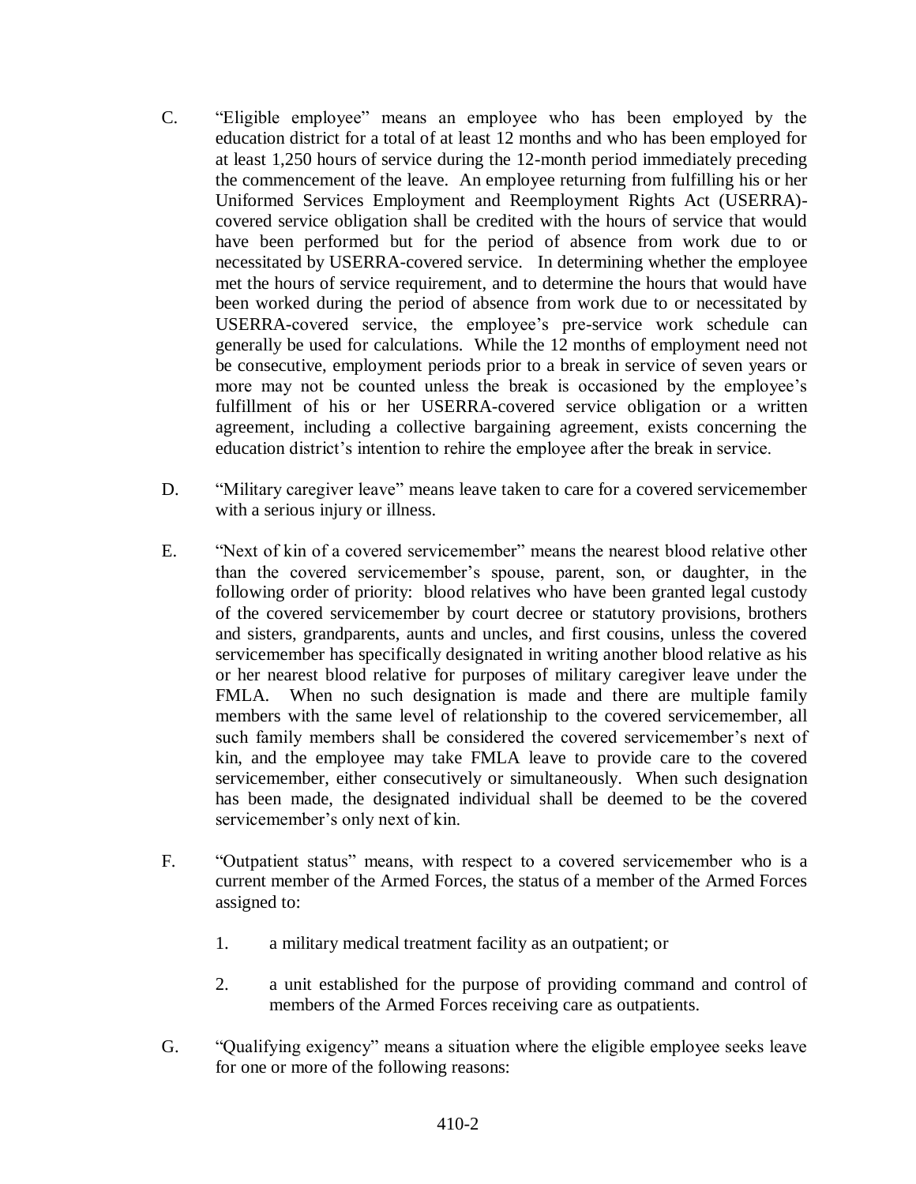C. "Eligible employee" means an employee who has been employed by the education district for a total of at least 12 months and who has been employed for at least 1,250 hours of service during the 12-month period immediately preceding the commencement of the leave. An employee returning from fulfilling his or her Uniformed Services Employment and Reemployment Rights Act (USERRA)-covered service obligation shall be credited with the hours of service that would have been performed but for the period of absence from work due to or necessitated by USERRA-covered service. In determining whether the employee met the hours of service requirement, and to determine the hours that would have been worked during the period of absence from work due to or necessitated by USERRA-covered service, the employee's pre-service work schedule can generally be used for calculations. While the 12 months of employment need not be consecutive, employment periods prior to a break in service of seven years or more may not be counted unless the break is occasioned by the employee's fulfillment of his or her USERRA-covered service obligation or a written agreement, including a collective bargaining agreement, exists concerning the education district's intention to rehire the employee after the break in service.

D. "Military caregiver leave" means leave taken to care for a covered servicemember with a serious injury or illness.

E. "Next of kin of a covered servicemember" means the nearest blood relative other than the covered servicemember's spouse, parent, son, or daughter, in the following order of priority: blood relatives who have been granted legal custody of the covered servicemember by court decree or statutory provisions, brothers and sisters, grandparents, aunts and uncles, and first cousins, unless the covered servicemember has specifically designated in writing another blood relative as his or her nearest blood relative for purposes of military caregiver leave under the FMLA. When no such designation is made and there are multiple family members with the same level of relationship to the covered servicemember, all such family members shall be considered the covered servicemember's next of kin, and the employee may take FMLA leave to provide care to the covered servicemember, either consecutively or simultaneously. When such designation has been made, the designated individual shall be deemed to be the covered servicemember's only next of kin.

F. "Outpatient status" means, with respect to a covered servicemember who is a current member of the Armed Forces, the status of a member of the Armed Forces assigned to:

1. a military medical treatment facility as an outpatient; or

2. a unit established for the purpose of providing command and control of members of the Armed Forces receiving care as outpatients.

G. "Qualifying exigency" means a situation where the eligible employee seeks leave for one or more of the following reasons: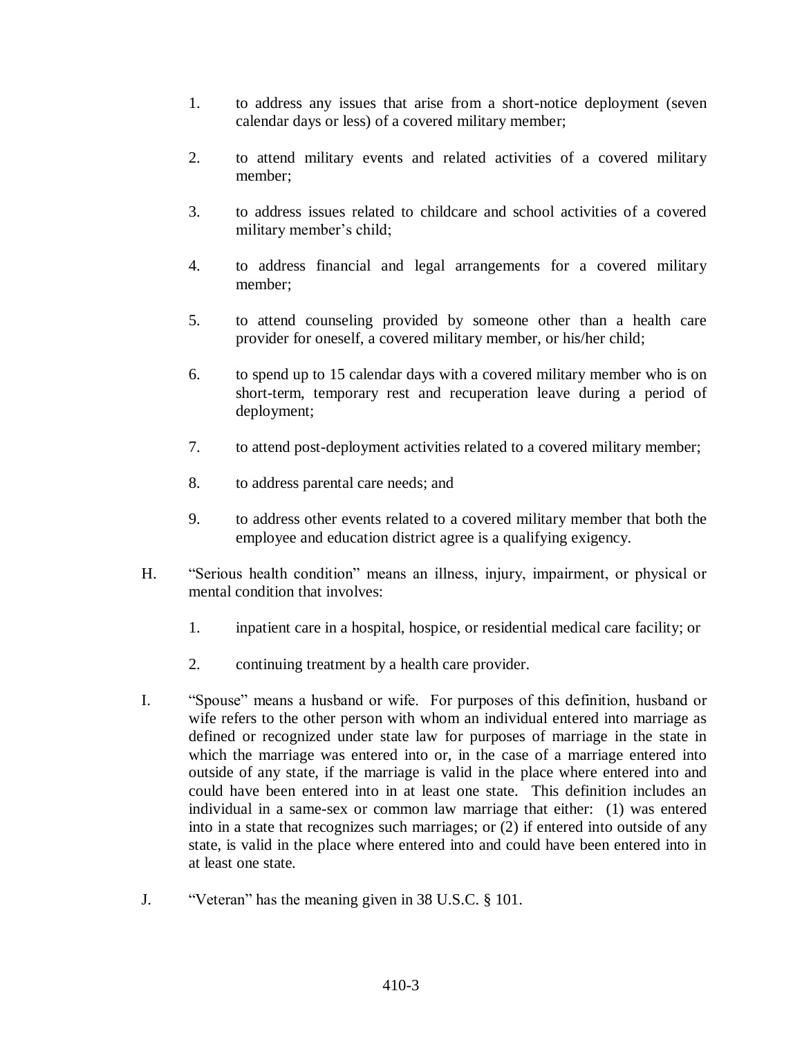1. to address any issues that arise from a short-notice deployment (seven calendar days or less) of a covered military member;

2. to attend military events and related activities of a covered military member;

3. to address issues related to childcare and school activities of a covered military member's child;

4. to address financial and legal arrangements for a covered military member;

5. to attend counseling provided by someone other than a health care provider for oneself, a covered military member, or his/her child;

6. to spend up to 15 calendar days with a covered military member who is on short-term, temporary rest and recuperation leave during a period of deployment;

7. to attend post-deployment activities related to a covered military member;

8. to address parental care needs; and

9. to address other events related to a covered military member that both the employee and education district agree is a qualifying exigency.

H. "Serious health condition" means an illness, injury, impairment, or physical or mental condition that involves:

   1. inpatient care in a hospital, hospice, or residential medical care facility; or

   2. continuing treatment by a health care provider.

I. "Spouse" means a husband or wife. For purposes of this definition, husband or wife refers to the other person with whom an individual entered into marriage as defined or recognized under state law for purposes of marriage in the state in which the marriage was entered into or, in the case of a marriage entered into outside of any state, if the marriage is valid in the place where entered into and could have been entered into in at least one state. This definition includes an individual in a same-sex or common law marriage that either: (1) was entered into in a state that recognizes such marriages; or (2) if entered into outside of any state, is valid in the place where entered into and could have been entered into in at least one state.

J. "Veteran" has the meaning given in 38 U.S.C. § 101.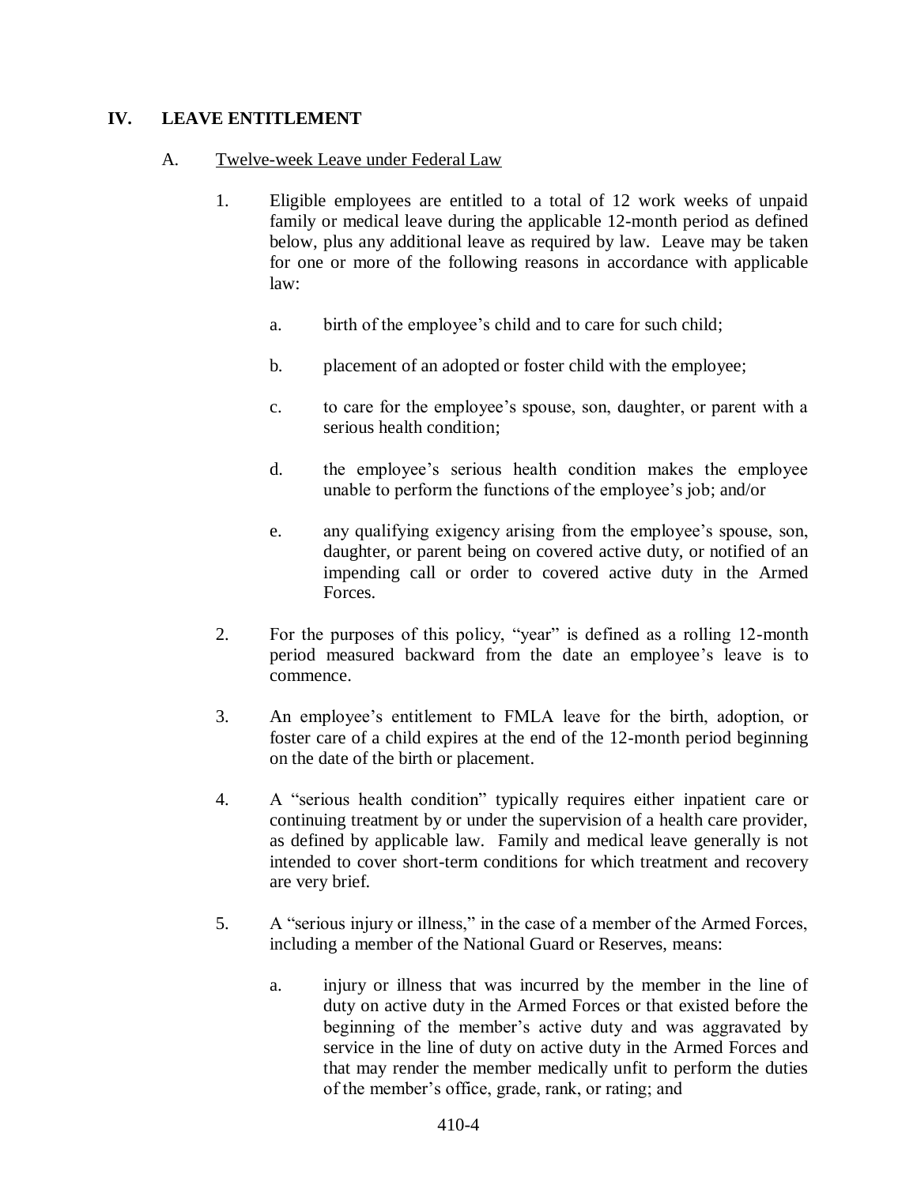## IV. LEAVE ENTITLEMENT

### A. Twelve-week Leave under Federal Law

1. Eligible employees are entitled to a total of 12 work weeks of unpaid family or medical leave during the applicable 12-month period as defined below, plus any additional leave as required by law. Leave may be taken for one or more of the following reasons in accordance with applicable law:

   a. birth of the employee's child and to care for such child;

   b. placement of an adopted or foster child with the employee;

   c. to care for the employee's spouse, son, daughter, or parent with a serious health condition;

   d. the employee's serious health condition makes the employee unable to perform the functions of the employee's job; and/or

   e. any qualifying exigency arising from the employee's spouse, son, daughter, or parent being on covered active duty, or notified of an impending call or order to covered active duty in the Armed Forces.

2. For the purposes of this policy, "year" is defined as a rolling 12-month period measured backward from the date an employee's leave is to commence.

3. An employee's entitlement to FMLA leave for the birth, adoption, or foster care of a child expires at the end of the 12-month period beginning on the date of the birth or placement.

4. A "serious health condition" typically requires either inpatient care or continuing treatment by or under the supervision of a health care provider, as defined by applicable law. Family and medical leave generally is not intended to cover short-term conditions for which treatment and recovery are very brief.

5. A "serious injury or illness," in the case of a member of the Armed Forces, including a member of the National Guard or Reserves, means:

   a. injury or illness that was incurred by the member in the line of duty on active duty in the Armed Forces or that existed before the beginning of the member's active duty and was aggravated by service in the line of duty on active duty in the Armed Forces and that may render the member medically unfit to perform the duties of the member's office, grade, rank, or rating; and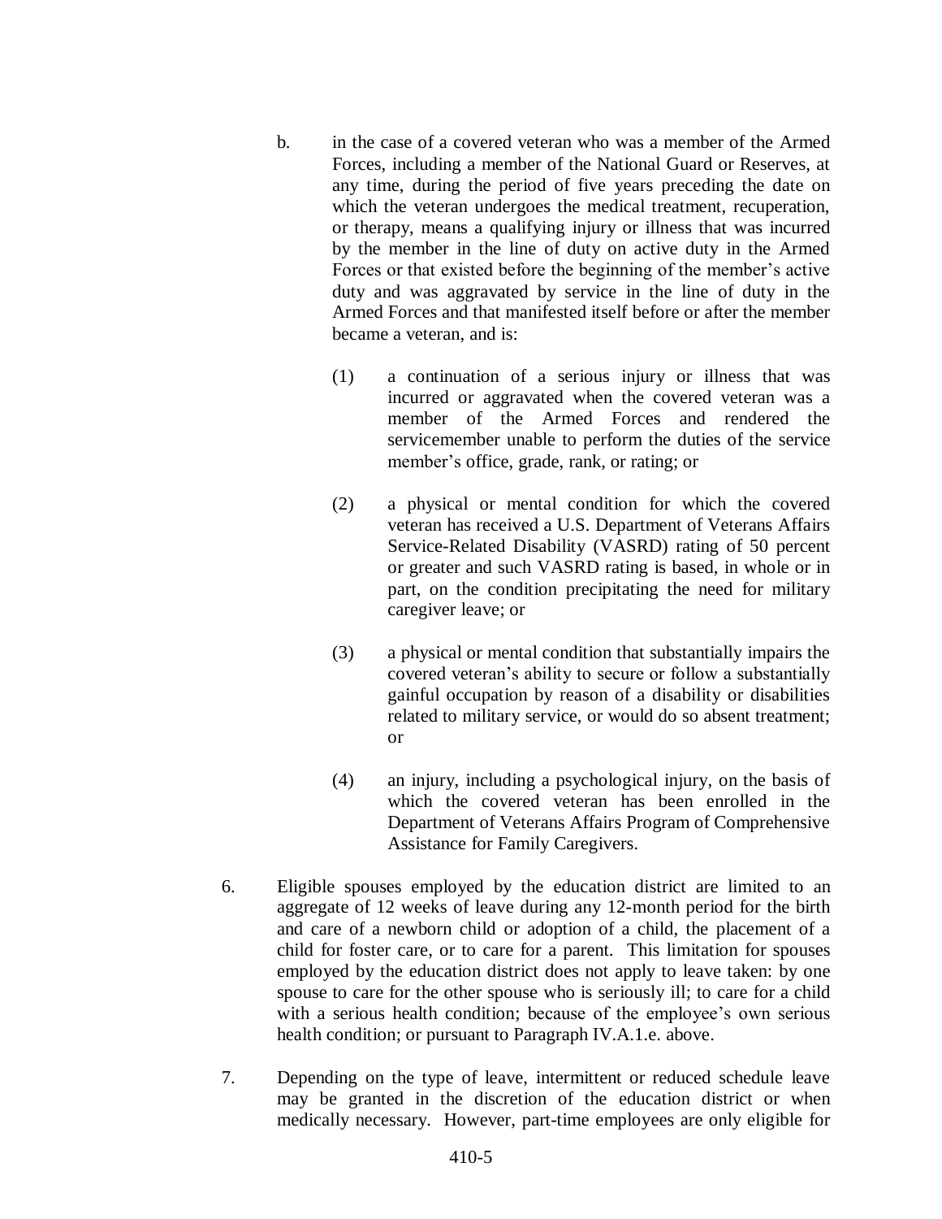b. in the case of a covered veteran who was a member of the Armed Forces, including a member of the National Guard or Reserves, at any time, during the period of five years preceding the date on which the veteran undergoes the medical treatment, recuperation, or therapy, means a qualifying injury or illness that was incurred by the member in the line of duty on active duty in the Armed Forces or that existed before the beginning of the member's active duty and was aggravated by service in the line of duty in the Armed Forces and that manifested itself before or after the member became a veteran, and is:

   (1) a continuation of a serious injury or illness that was incurred or aggravated when the covered veteran was a member of the Armed Forces and rendered the servicemember unable to perform the duties of the service member's office, grade, rank, or rating; or

   (2) a physical or mental condition for which the covered veteran has received a U.S. Department of Veterans Affairs Service-Related Disability (VASRD) rating of 50 percent or greater and such VASRD rating is based, in whole or in part, on the condition precipitating the need for military caregiver leave; or

   (3) a physical or mental condition that substantially impairs the covered veteran's ability to secure or follow a substantially gainful occupation by reason of a disability or disabilities related to military service, or would do so absent treatment; or

   (4) an injury, including a psychological injury, on the basis of which the covered veteran has been enrolled in the Department of Veterans Affairs Program of Comprehensive Assistance for Family Caregivers.

6. Eligible spouses employed by the education district are limited to an aggregate of 12 weeks of leave during any 12-month period for the birth and care of a newborn child or adoption of a child, the placement of a child for foster care, or to care for a parent. This limitation for spouses employed by the education district does not apply to leave taken: by one spouse to care for the other spouse who is seriously ill; to care for a child with a serious health condition; because of the employee's own serious health condition; or pursuant to Paragraph IV.A.1.e. above.

7. Depending on the type of leave, intermittent or reduced schedule leave may be granted in the discretion of the education district or when medically necessary. However, part-time employees are only eligible for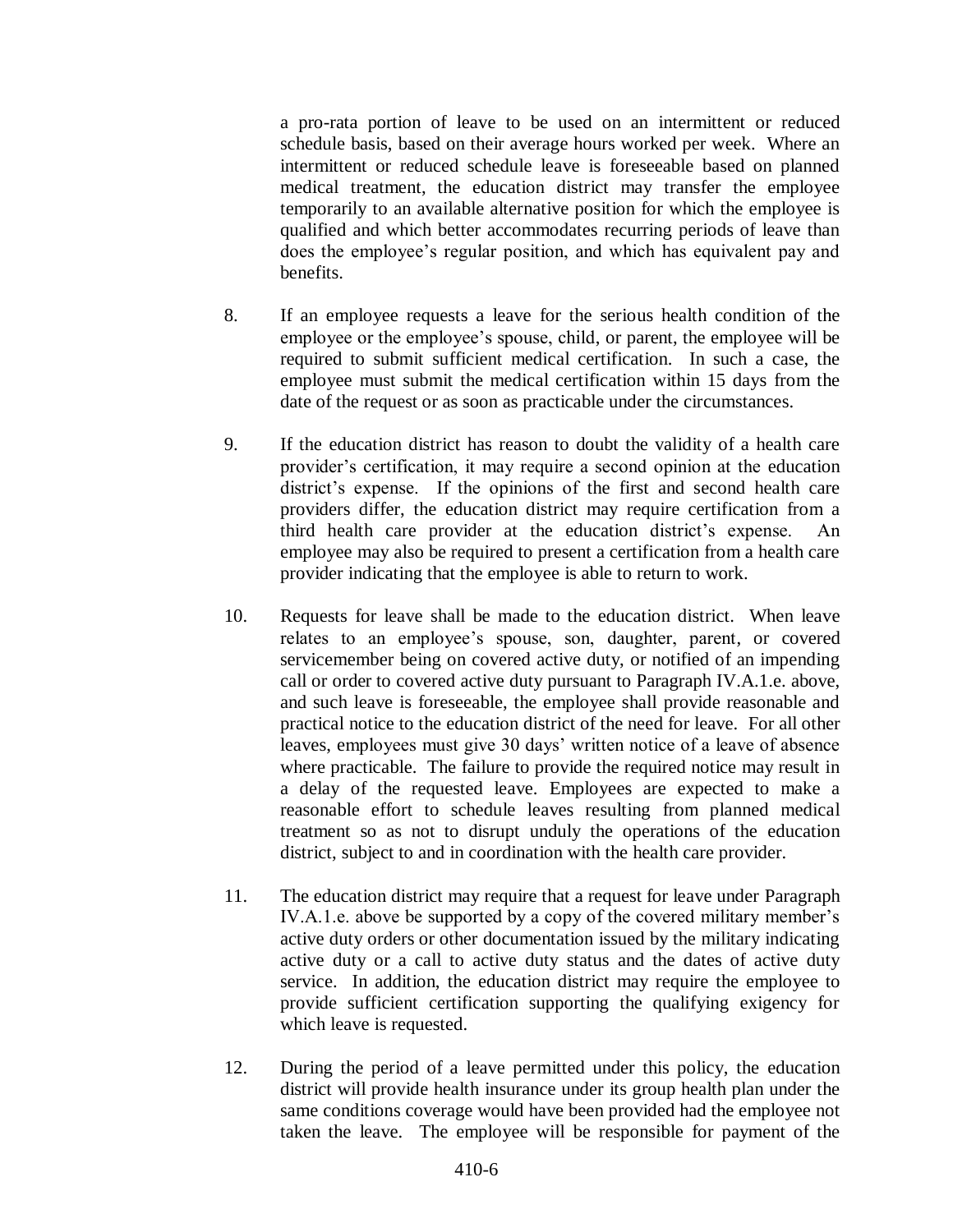a pro-rata portion of leave to be used on an intermittent or reduced schedule basis, based on their average hours worked per week. Where an intermittent or reduced schedule leave is foreseeable based on planned medical treatment, the education district may transfer the employee temporarily to an available alternative position for which the employee is qualified and which better accommodates recurring periods of leave than does the employee's regular position, and which has equivalent pay and benefits.

8. If an employee requests a leave for the serious health condition of the employee or the employee's spouse, child, or parent, the employee will be required to submit sufficient medical certification. In such a case, the employee must submit the medical certification within 15 days from the date of the request or as soon as practicable under the circumstances.

9. If the education district has reason to doubt the validity of a health care provider's certification, it may require a second opinion at the education district's expense. If the opinions of the first and second health care providers differ, the education district may require certification from a third health care provider at the education district's expense. An employee may also be required to present a certification from a health care provider indicating that the employee is able to return to work.

10. Requests for leave shall be made to the education district. When leave relates to an employee's spouse, son, daughter, parent, or covered servicemember being on covered active duty, or notified of an impending call or order to covered active duty pursuant to Paragraph IV.A.1.e. above, and such leave is foreseeable, the employee shall provide reasonable and practical notice to the education district of the need for leave. For all other leaves, employees must give 30 days' written notice of a leave of absence where practicable. The failure to provide the required notice may result in a delay of the requested leave. Employees are expected to make a reasonable effort to schedule leaves resulting from planned medical treatment so as not to disrupt unduly the operations of the education district, subject to and in coordination with the health care provider.

11. The education district may require that a request for leave under Paragraph IV.A.1.e. above be supported by a copy of the covered military member's active duty orders or other documentation issued by the military indicating active duty or a call to active duty status and the dates of active duty service. In addition, the education district may require the employee to provide sufficient certification supporting the qualifying exigency for which leave is requested.

12. During the period of a leave permitted under this policy, the education district will provide health insurance under its group health plan under the same conditions coverage would have been provided had the employee not taken the leave. The employee will be responsible for payment of the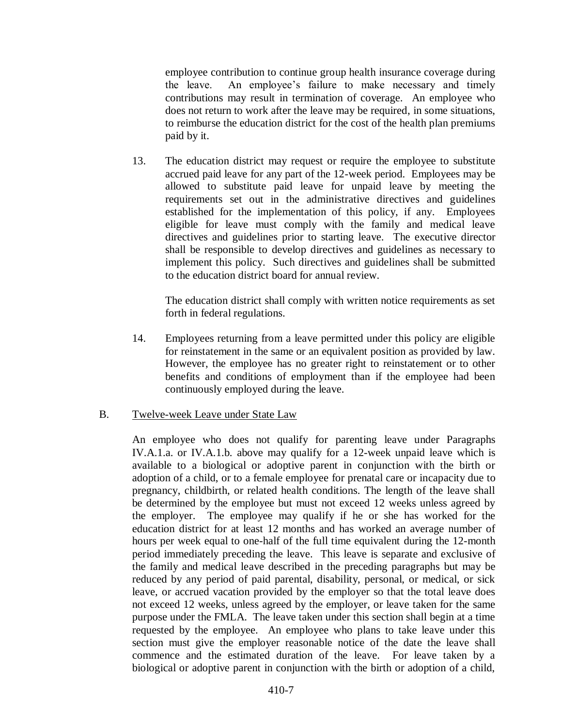employee contribution to continue group health insurance coverage during the leave. An employee's failure to make necessary and timely contributions may result in termination of coverage. An employee who does not return to work after the leave may be required, in some situations, to reimburse the education district for the cost of the health plan premiums paid by it.

13. The education district may request or require the employee to substitute accrued paid leave for any part of the 12-week period. Employees may be allowed to substitute paid leave for unpaid leave by meeting the requirements set out in the administrative directives and guidelines established for the implementation of this policy, if any. Employees eligible for leave must comply with the family and medical leave directives and guidelines prior to starting leave. The executive director shall be responsible to develop directives and guidelines as necessary to implement this policy. Such directives and guidelines shall be submitted to the education district board for annual review.

    The education district shall comply with written notice requirements as set forth in federal regulations.

14. Employees returning from a leave permitted under this policy are eligible for reinstatement in the same or an equivalent position as provided by law. However, the employee has no greater right to reinstatement or to other benefits and conditions of employment than if the employee had been continuously employed during the leave.

B. <u>Twelve-week Leave under State Law</u>

An employee who does not qualify for parenting leave under Paragraphs IV.A.1.a. or IV.A.1.b. above may qualify for a 12-week unpaid leave which is available to a biological or adoptive parent in conjunction with the birth or adoption of a child, or to a female employee for prenatal care or incapacity due to pregnancy, childbirth, or related health conditions. The length of the leave shall be determined by the employee but must not exceed 12 weeks unless agreed by the employer. The employee may qualify if he or she has worked for the education district for at least 12 months and has worked an average number of hours per week equal to one-half of the full time equivalent during the 12-month period immediately preceding the leave. This leave is separate and exclusive of the family and medical leave described in the preceding paragraphs but may be reduced by any period of paid parental, disability, personal, or medical, or sick leave, or accrued vacation provided by the employer so that the total leave does not exceed 12 weeks, unless agreed by the employer, or leave taken for the same purpose under the FMLA. The leave taken under this section shall begin at a time requested by the employee. An employee who plans to take leave under this section must give the employer reasonable notice of the date the leave shall commence and the estimated duration of the leave. For leave taken by a biological or adoptive parent in conjunction with the birth or adoption of a child,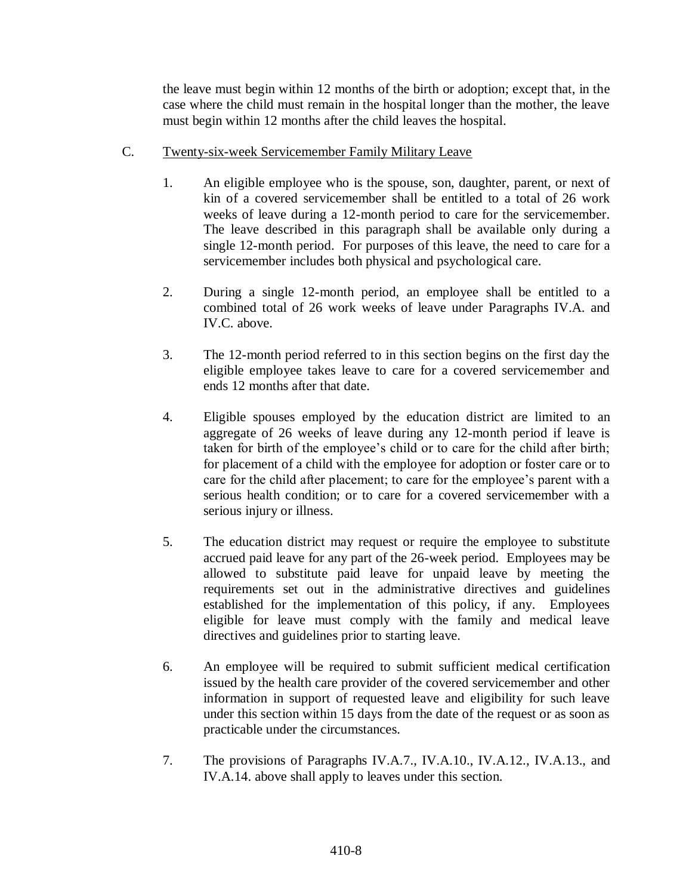the leave must begin within 12 months of the birth or adoption; except that, in the case where the child must remain in the hospital longer than the mother, the leave must begin within 12 months after the child leaves the hospital.

C. Twenty-six-week Servicemember Family Military Leave

1. An eligible employee who is the spouse, son, daughter, parent, or next of kin of a covered servicemember shall be entitled to a total of 26 work weeks of leave during a 12-month period to care for the servicemember. The leave described in this paragraph shall be available only during a single 12-month period. For purposes of this leave, the need to care for a servicemember includes both physical and psychological care.

2. During a single 12-month period, an employee shall be entitled to a combined total of 26 work weeks of leave under Paragraphs IV.A. and IV.C. above.

3. The 12-month period referred to in this section begins on the first day the eligible employee takes leave to care for a covered servicemember and ends 12 months after that date.

4. Eligible spouses employed by the education district are limited to an aggregate of 26 weeks of leave during any 12-month period if leave is taken for birth of the employee's child or to care for the child after birth; for placement of a child with the employee for adoption or foster care or to care for the child after placement; to care for the employee's parent with a serious health condition; or to care for a covered servicemember with a serious injury or illness.

5. The education district may request or require the employee to substitute accrued paid leave for any part of the 26-week period. Employees may be allowed to substitute paid leave for unpaid leave by meeting the requirements set out in the administrative directives and guidelines established for the implementation of this policy, if any. Employees eligible for leave must comply with the family and medical leave directives and guidelines prior to starting leave.

6. An employee will be required to submit sufficient medical certification issued by the health care provider of the covered servicemember and other information in support of requested leave and eligibility for such leave under this section within 15 days from the date of the request or as soon as practicable under the circumstances.

7. The provisions of Paragraphs IV.A.7., IV.A.10., IV.A.12., IV.A.13., and IV.A.14. above shall apply to leaves under this section.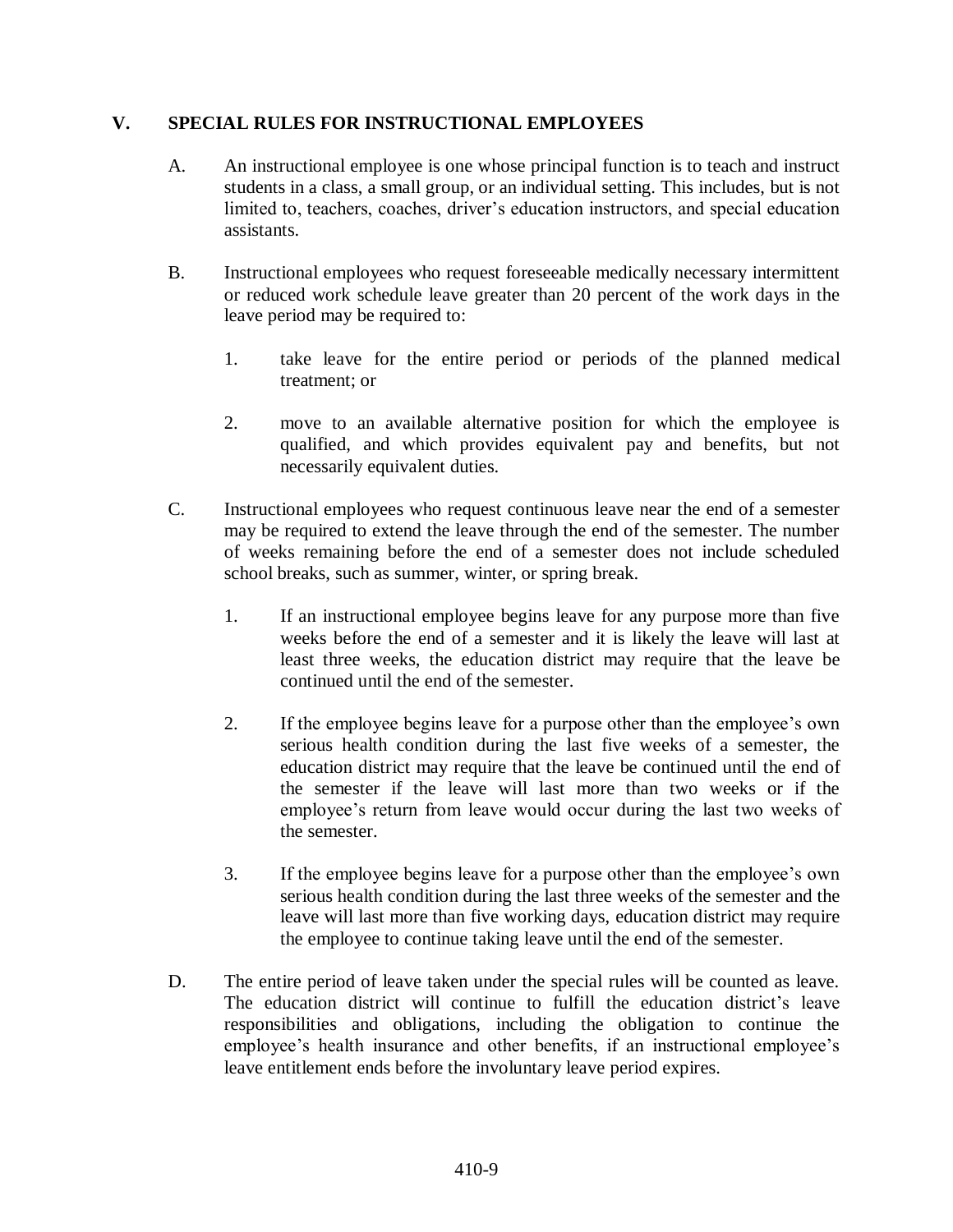## V. SPECIAL RULES FOR INSTRUCTIONAL EMPLOYEES

A. An instructional employee is one whose principal function is to teach and instruct students in a class, a small group, or an individual setting. This includes, but is not limited to, teachers, coaches, driver's education instructors, and special education assistants.

B. Instructional employees who request foreseeable medically necessary intermittent or reduced work schedule leave greater than 20 percent of the work days in the leave period may be required to:

1. take leave for the entire period or periods of the planned medical treatment; or

2. move to an available alternative position for which the employee is qualified, and which provides equivalent pay and benefits, but not necessarily equivalent duties.

C. Instructional employees who request continuous leave near the end of a semester may be required to extend the leave through the end of the semester. The number of weeks remaining before the end of a semester does not include scheduled school breaks, such as summer, winter, or spring break.

1. If an instructional employee begins leave for any purpose more than five weeks before the end of a semester and it is likely the leave will last at least three weeks, the education district may require that the leave be continued until the end of the semester.

2. If the employee begins leave for a purpose other than the employee's own serious health condition during the last five weeks of a semester, the education district may require that the leave be continued until the end of the semester if the leave will last more than two weeks or if the employee's return from leave would occur during the last two weeks of the semester.

3. If the employee begins leave for a purpose other than the employee's own serious health condition during the last three weeks of the semester and the leave will last more than five working days, education district may require the employee to continue taking leave until the end of the semester.

D. The entire period of leave taken under the special rules will be counted as leave. The education district will continue to fulfill the education district's leave responsibilities and obligations, including the obligation to continue the employee's health insurance and other benefits, if an instructional employee's leave entitlement ends before the involuntary leave period expires.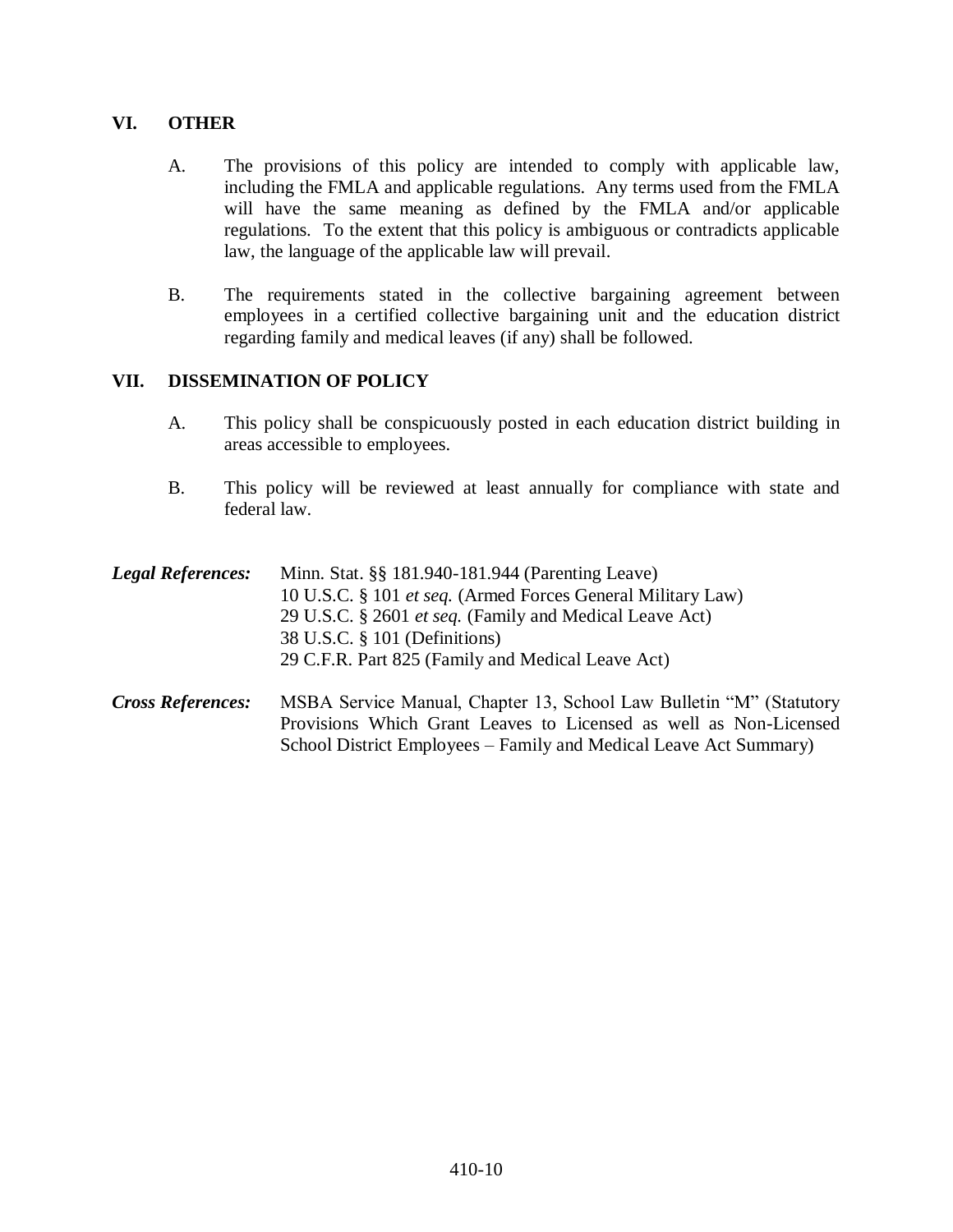## VI. OTHER

A. The provisions of this policy are intended to comply with applicable law, including the FMLA and applicable regulations. Any terms used from the FMLA will have the same meaning as defined by the FMLA and/or applicable regulations. To the extent that this policy is ambiguous or contradicts applicable law, the language of the applicable law will prevail.

B. The requirements stated in the collective bargaining agreement between employees in a certified collective bargaining unit and the education district regarding family and medical leaves (if any) shall be followed.

## VII. DISSEMINATION OF POLICY

A. This policy shall be conspicuously posted in each education district building in areas accessible to employees.

B. This policy will be reviewed at least annually for compliance with state and federal law.

***Legal References:***
Minn. Stat. §§ 181.940-181.944 (Parenting Leave)
10 U.S.C. § 101 *et seq.* (Armed Forces General Military Law)
29 U.S.C. § 2601 *et seq.* (Family and Medical Leave Act)
38 U.S.C. § 101 (Definitions)
29 C.F.R. Part 825 (Family and Medical Leave Act)

***Cross References:***
MSBA Service Manual, Chapter 13, School Law Bulletin "M" (Statutory Provisions Which Grant Leaves to Licensed as well as Non-Licensed School District Employees – Family and Medical Leave Act Summary)